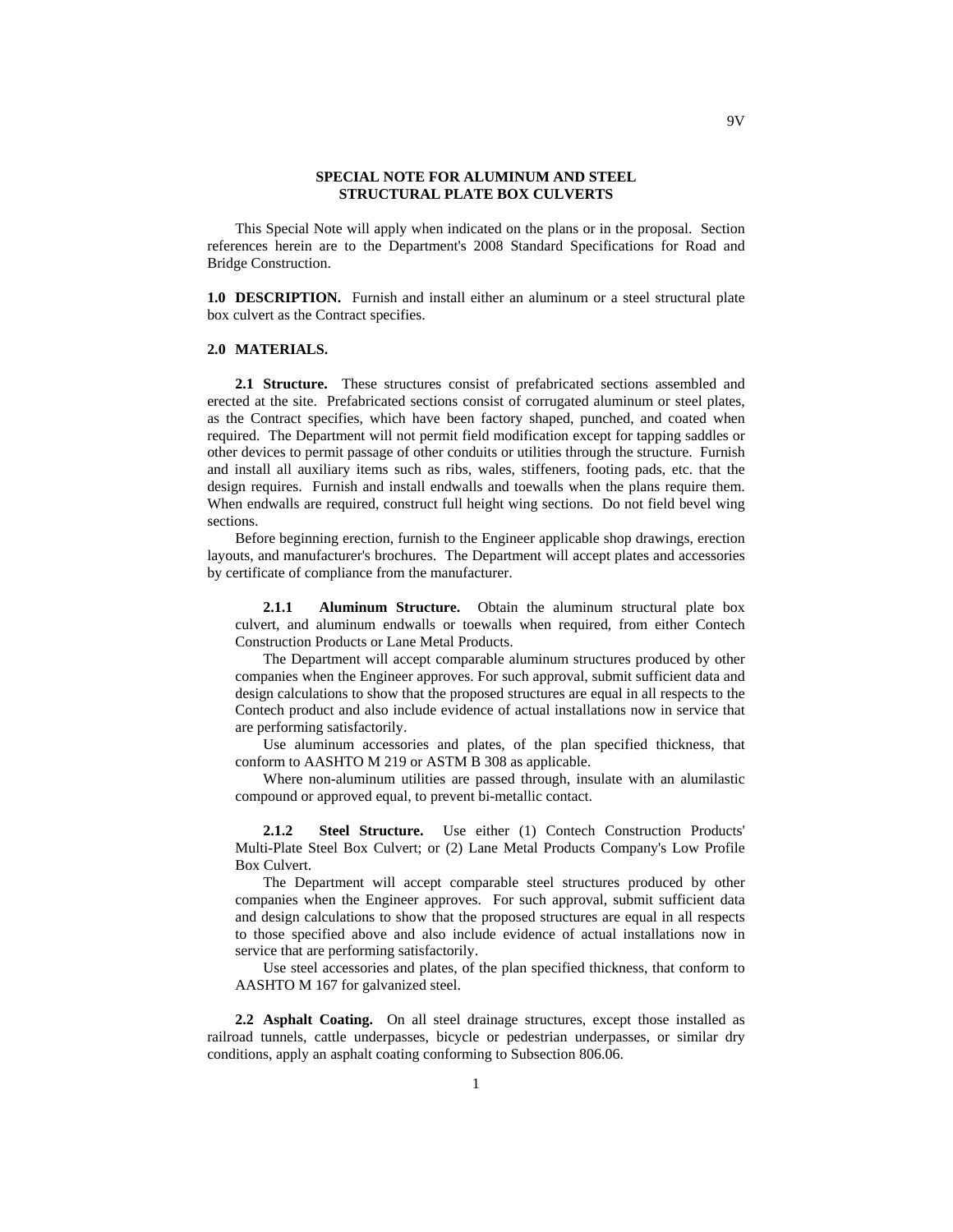# SPECIAL NOTE FOR ALUMINUM AND STEEL STRUCTURAL PLATE BOX CULVERTS

This Special Note will apply when indicated on the plans or in the proposal. Section references herein are to the Department's 2008 Standard Specifications for Road and Bridge Construction.

**1.0 DESCRIPTION.** Furnish and install either an aluminum or a steel structural plate box culvert as the Contract specifies.

**2.0 MATERIALS.**

**2.1 Structure.** These structures consist of prefabricated sections assembled and erected at the site. Prefabricated sections consist of corrugated aluminum or steel plates, as the Contract specifies, which have been factory shaped, punched, and coated when required. The Department will not permit field modification except for tapping saddles or other devices to permit passage of other conduits or utilities through the structure. Furnish and install all auxiliary items such as ribs, wales, stiffeners, footing pads, etc. that the design requires. Furnish and install endwalls and toewalls when the plans require them. When endwalls are required, construct full height wing sections. Do not field bevel wing sections.

Before beginning erection, furnish to the Engineer applicable shop drawings, erection layouts, and manufacturer's brochures. The Department will accept plates and accessories by certificate of compliance from the manufacturer.

**2.1.1 Aluminum Structure.** Obtain the aluminum structural plate box culvert, and aluminum endwalls or toewalls when required, from either Contech Construction Products or Lane Metal Products.

The Department will accept comparable aluminum structures produced by other companies when the Engineer approves. For such approval, submit sufficient data and design calculations to show that the proposed structures are equal in all respects to the Contech product and also include evidence of actual installations now in service that are performing satisfactorily.

Use aluminum accessories and plates, of the plan specified thickness, that conform to AASHTO M 219 or ASTM B 308 as applicable.

Where non-aluminum utilities are passed through, insulate with an alumilastic compound or approved equal, to prevent bi-metallic contact.

**2.1.2 Steel Structure.** Use either (1) Contech Construction Products' Multi-Plate Steel Box Culvert; or (2) Lane Metal Products Company's Low Profile Box Culvert.

The Department will accept comparable steel structures produced by other companies when the Engineer approves. For such approval, submit sufficient data and design calculations to show that the proposed structures are equal in all respects to those specified above and also include evidence of actual installations now in service that are performing satisfactorily.

Use steel accessories and plates, of the plan specified thickness, that conform to AASHTO M 167 for galvanized steel.

**2.2 Asphalt Coating.** On all steel drainage structures, except those installed as railroad tunnels, cattle underpasses, bicycle or pedestrian underpasses, or similar dry conditions, apply an asphalt coating conforming to Subsection 806.06.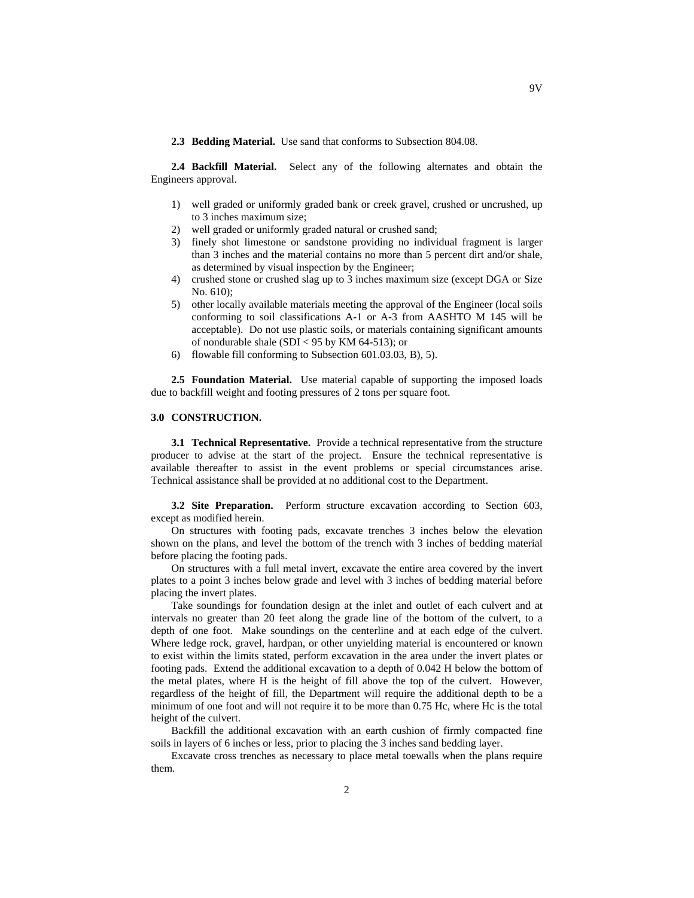**2.3 Bedding Material.** Use sand that conforms to Subsection 804.08.

**2.4 Backfill Material.** Select any of the following alternates and obtain the Engineers approval.

1) well graded or uniformly graded bank or creek gravel, crushed or uncrushed, up to 3 inches maximum size;
2) well graded or uniformly graded natural or crushed sand;
3) finely shot limestone or sandstone providing no individual fragment is larger than 3 inches and the material contains no more than 5 percent dirt and/or shale, as determined by visual inspection by the Engineer;
4) crushed stone or crushed slag up to 3 inches maximum size (except DGA or Size No. 610);
5) other locally available materials meeting the approval of the Engineer (local soils conforming to soil classifications A-1 or A-3 from AASHTO M 145 will be acceptable). Do not use plastic soils, or materials containing significant amounts of nondurable shale (SDI < 95 by KM 64-513); or
6) flowable fill conforming to Subsection 601.03.03, B), 5).

**2.5 Foundation Material.** Use material capable of supporting the imposed loads due to backfill weight and footing pressures of 2 tons per square foot.

## 3.0 CONSTRUCTION.

**3.1 Technical Representative.** Provide a technical representative from the structure producer to advise at the start of the project. Ensure the technical representative is available thereafter to assist in the event problems or special circumstances arise. Technical assistance shall be provided at no additional cost to the Department.

**3.2 Site Preparation.** Perform structure excavation according to Section 603, except as modified herein.

On structures with footing pads, excavate trenches 3 inches below the elevation shown on the plans, and level the bottom of the trench with 3 inches of bedding material before placing the footing pads.

On structures with a full metal invert, excavate the entire area covered by the invert plates to a point 3 inches below grade and level with 3 inches of bedding material before placing the invert plates.

Take soundings for foundation design at the inlet and outlet of each culvert and at intervals no greater than 20 feet along the grade line of the bottom of the culvert, to a depth of one foot. Make soundings on the centerline and at each edge of the culvert. Where ledge rock, gravel, hardpan, or other unyielding material is encountered or known to exist within the limits stated, perform excavation in the area under the invert plates or footing pads. Extend the additional excavation to a depth of 0.042 H below the bottom of the metal plates, where H is the height of fill above the top of the culvert. However, regardless of the height of fill, the Department will require the additional depth to be a minimum of one foot and will not require it to be more than 0.75 Hc, where Hc is the total height of the culvert.

Backfill the additional excavation with an earth cushion of firmly compacted fine soils in layers of 6 inches or less, prior to placing the 3 inches sand bedding layer.

Excavate cross trenches as necessary to place metal toewalls when the plans require them.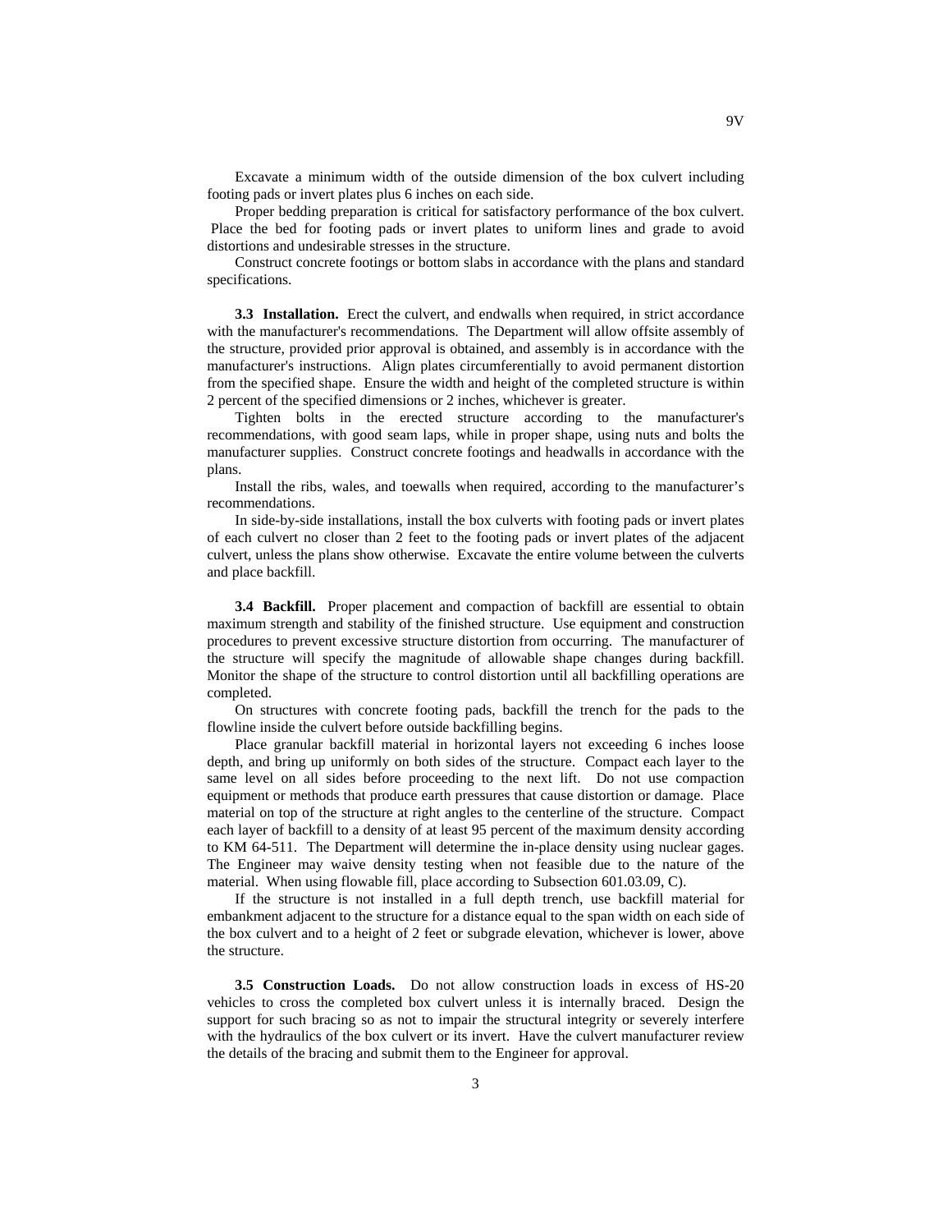Excavate a minimum width of the outside dimension of the box culvert including footing pads or invert plates plus 6 inches on each side.

Proper bedding preparation is critical for satisfactory performance of the box culvert. Place the bed for footing pads or invert plates to uniform lines and grade to avoid distortions and undesirable stresses in the structure.

Construct concrete footings or bottom slabs in accordance with the plans and standard specifications.

**3.3 Installation.** Erect the culvert, and endwalls when required, in strict accordance with the manufacturer's recommendations. The Department will allow offsite assembly of the structure, provided prior approval is obtained, and assembly is in accordance with the manufacturer's instructions. Align plates circumferentially to avoid permanent distortion from the specified shape. Ensure the width and height of the completed structure is within 2 percent of the specified dimensions or 2 inches, whichever is greater.

Tighten bolts in the erected structure according to the manufacturer's recommendations, with good seam laps, while in proper shape, using nuts and bolts the manufacturer supplies. Construct concrete footings and headwalls in accordance with the plans.

Install the ribs, wales, and toewalls when required, according to the manufacturer's recommendations.

In side-by-side installations, install the box culverts with footing pads or invert plates of each culvert no closer than 2 feet to the footing pads or invert plates of the adjacent culvert, unless the plans show otherwise. Excavate the entire volume between the culverts and place backfill.

**3.4 Backfill.** Proper placement and compaction of backfill are essential to obtain maximum strength and stability of the finished structure. Use equipment and construction procedures to prevent excessive structure distortion from occurring. The manufacturer of the structure will specify the magnitude of allowable shape changes during backfill. Monitor the shape of the structure to control distortion until all backfilling operations are completed.

On structures with concrete footing pads, backfill the trench for the pads to the flowline inside the culvert before outside backfilling begins.

Place granular backfill material in horizontal layers not exceeding 6 inches loose depth, and bring up uniformly on both sides of the structure. Compact each layer to the same level on all sides before proceeding to the next lift. Do not use compaction equipment or methods that produce earth pressures that cause distortion or damage. Place material on top of the structure at right angles to the centerline of the structure. Compact each layer of backfill to a density of at least 95 percent of the maximum density according to KM 64-511. The Department will determine the in-place density using nuclear gages. The Engineer may waive density testing when not feasible due to the nature of the material. When using flowable fill, place according to Subsection 601.03.09, C).

If the structure is not installed in a full depth trench, use backfill material for embankment adjacent to the structure for a distance equal to the span width on each side of the box culvert and to a height of 2 feet or subgrade elevation, whichever is lower, above the structure.

**3.5 Construction Loads.** Do not allow construction loads in excess of HS-20 vehicles to cross the completed box culvert unless it is internally braced. Design the support for such bracing so as not to impair the structural integrity or severely interfere with the hydraulics of the box culvert or its invert. Have the culvert manufacturer review the details of the bracing and submit them to the Engineer for approval.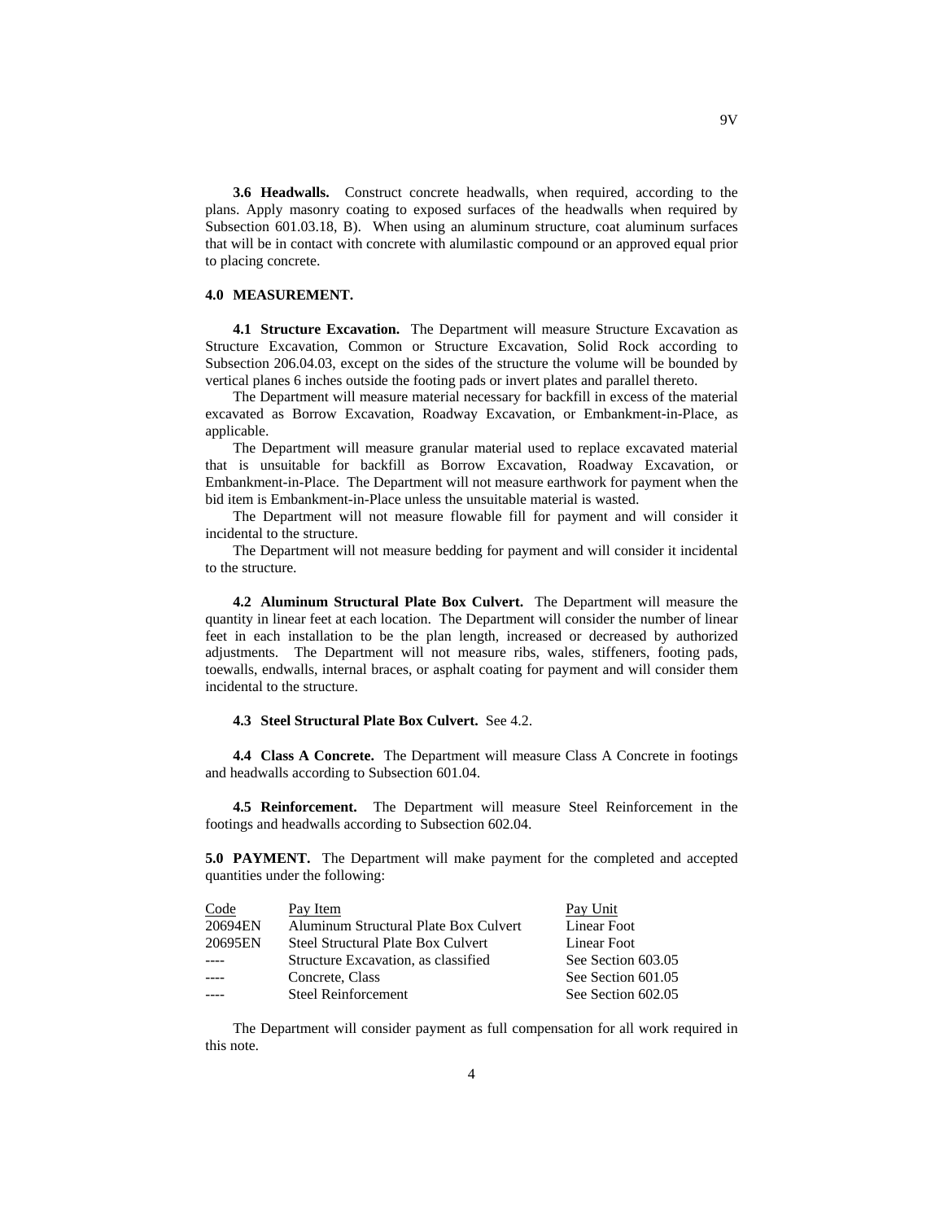**3.6 Headwalls.** Construct concrete headwalls, when required, according to the plans. Apply masonry coating to exposed surfaces of the headwalls when required by Subsection 601.03.18, B). When using an aluminum structure, coat aluminum surfaces that will be in contact with concrete with alumilastic compound or an approved equal prior to placing concrete.

**4.0 MEASUREMENT.**

**4.1 Structure Excavation.** The Department will measure Structure Excavation as Structure Excavation, Common or Structure Excavation, Solid Rock according to Subsection 206.04.03, except on the sides of the structure the volume will be bounded by vertical planes 6 inches outside the footing pads or invert plates and parallel thereto.

The Department will measure material necessary for backfill in excess of the material excavated as Borrow Excavation, Roadway Excavation, or Embankment-in-Place, as applicable.

The Department will measure granular material used to replace excavated material that is unsuitable for backfill as Borrow Excavation, Roadway Excavation, or Embankment-in-Place. The Department will not measure earthwork for payment when the bid item is Embankment-in-Place unless the unsuitable material is wasted.

The Department will not measure flowable fill for payment and will consider it incidental to the structure.

The Department will not measure bedding for payment and will consider it incidental to the structure.

**4.2 Aluminum Structural Plate Box Culvert.** The Department will measure the quantity in linear feet at each location. The Department will consider the number of linear feet in each installation to be the plan length, increased or decreased by authorized adjustments. The Department will not measure ribs, wales, stiffeners, footing pads, toewalls, endwalls, internal braces, or asphalt coating for payment and will consider them incidental to the structure.

**4.3 Steel Structural Plate Box Culvert.** See 4.2.

**4.4 Class A Concrete.** The Department will measure Class A Concrete in footings and headwalls according to Subsection 601.04.

**4.5 Reinforcement.** The Department will measure Steel Reinforcement in the footings and headwalls according to Subsection 602.04.

**5.0 PAYMENT.** The Department will make payment for the completed and accepted quantities under the following:

| Code | Pay Item | Pay Unit |
|---|---|---|
| 20694EN | Aluminum Structural Plate Box Culvert | Linear Foot |
| 20695EN | Steel Structural Plate Box Culvert | Linear Foot |
| ---- | Structure Excavation, as classified | See Section 603.05 |
| ---- | Concrete, Class | See Section 601.05 |
| ---- | Steel Reinforcement | See Section 602.05 |

The Department will consider payment as full compensation for all work required in this note.